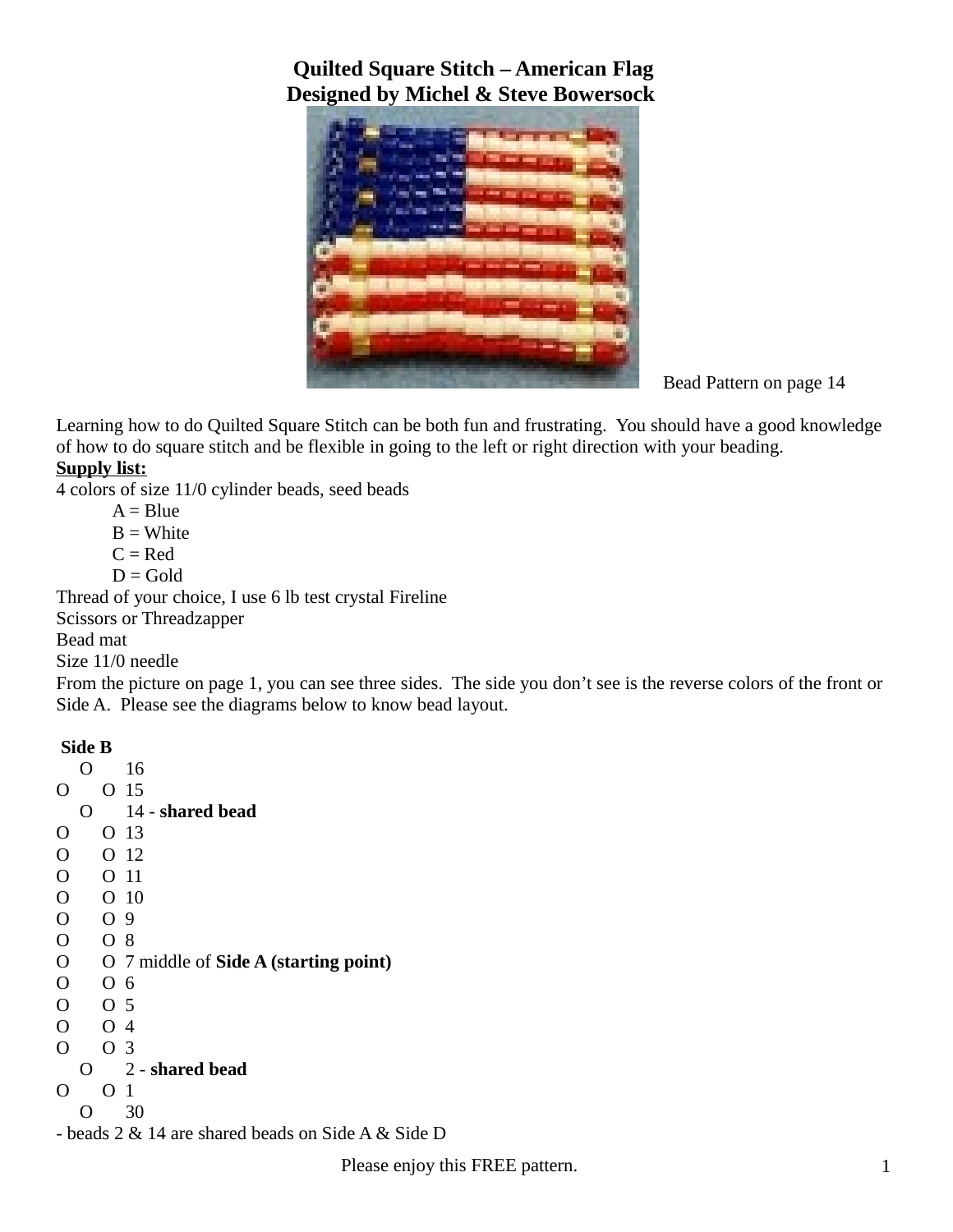# Quilted Square Stitch – American Flag
## Designed by Michel & Steve Bowersock

Bead Pattern on page 14

Learning how to do Quilted Square Stitch can be both fun and frustrating. You should have a good knowledge of how to do square stitch and be flexible in going to the left or right direction with your beading.

**Supply list:**

4 colors of size 11/0 cylinder beads, seed beads

- A = Blue
- B = White
- C = Red
- D = Gold

Thread of your choice, I use 6 lb test crystal Fireline

Scissors or Threadzapper

Bead mat

Size 11/0 needle

From the picture on page 1, you can see three sides. The side you don't see is the reverse colors of the front or Side A. Please see the diagrams below to know bead layout.

**Side B**

```
   O     16
O     O  15
   O     14 - shared bead
O     O  13
O     O  12
O     O  11
O     O  10
O     O  9
O     O  8
O     O  7 middle of Side A (starting point)
O     O  6
O     O  5
O     O  4
O     O  3
   O     2 - shared bead
O     O  1
   O     30
```

- beads 2 & 14 are shared beads on Side A & Side D

Please enjoy this FREE pattern.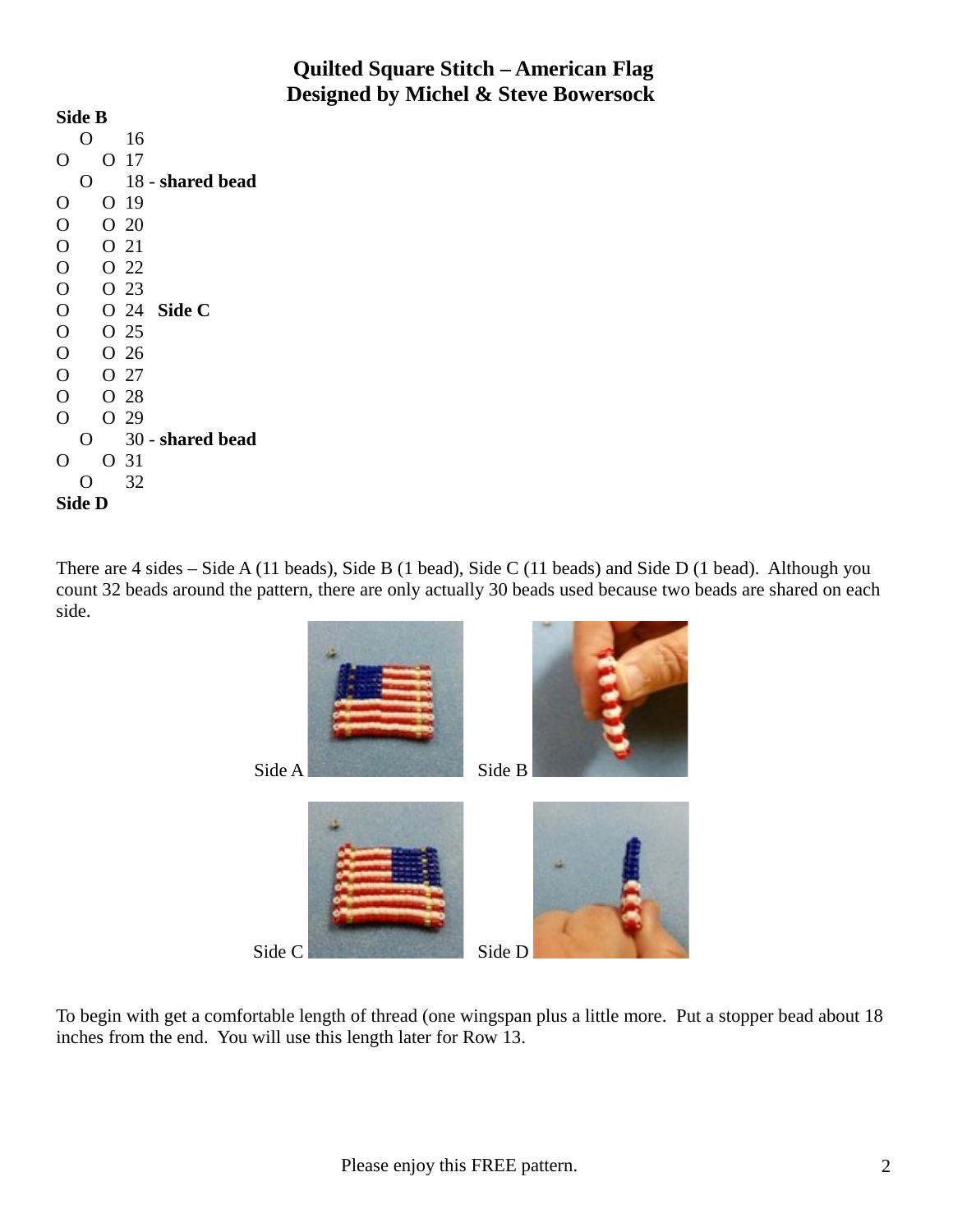## Quilted Square Stitch – American Flag
## Designed by Michel & Steve Bowersock

**Side B**

```
   O      16
O     O  17
   O      18 - shared bead
O     O  19
O     O  20
O     O  21
O     O  22
O     O  23
O     O  24   Side C
O     O  25
O     O  26
O     O  27
O     O  28
O     O  29
   O      30 - shared bead
O     O  31
   O      32
```

**Side D**

There are 4 sides – Side A (11 beads), Side B (1 bead), Side C (11 beads) and Side D (1 bead). Although you count 32 beads around the pattern, there are only actually 30 beads used because two beads are shared on each side.

Side A

Side B

Side C

Side D

To begin with get a comfortable length of thread (one wingspan plus a little more. Put a stopper bead about 18 inches from the end. You will use this length later for Row 13.

Please enjoy this FREE pattern.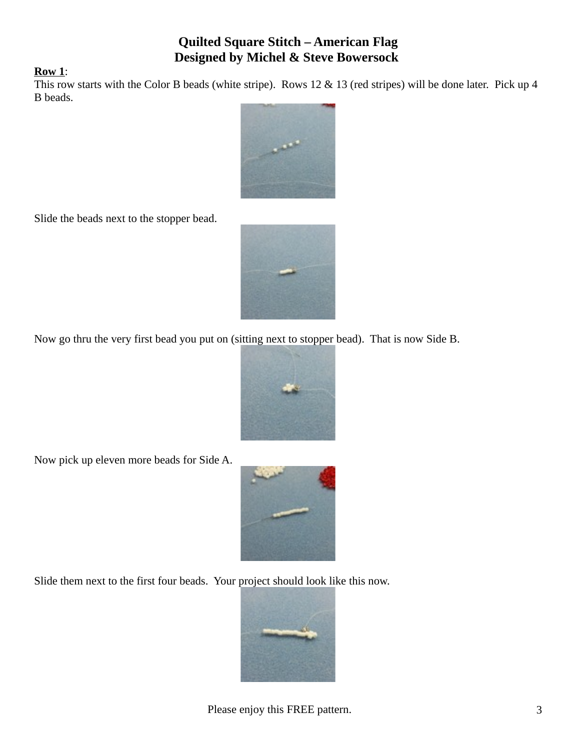# Quilted Square Stitch – American Flag
## Designed by Michel & Steve Bowersock

**Row 1**:
This row starts with the Color B beads (white stripe). Rows 12 & 13 (red stripes) will be done later. Pick up 4 B beads.

Slide the beads next to the stopper bead.

Now go thru the very first bead you put on (sitting next to stopper bead). That is now Side B.

Now pick up eleven more beads for Side A.

Slide them next to the first four beads. Your project should look like this now.

Please enjoy this FREE pattern.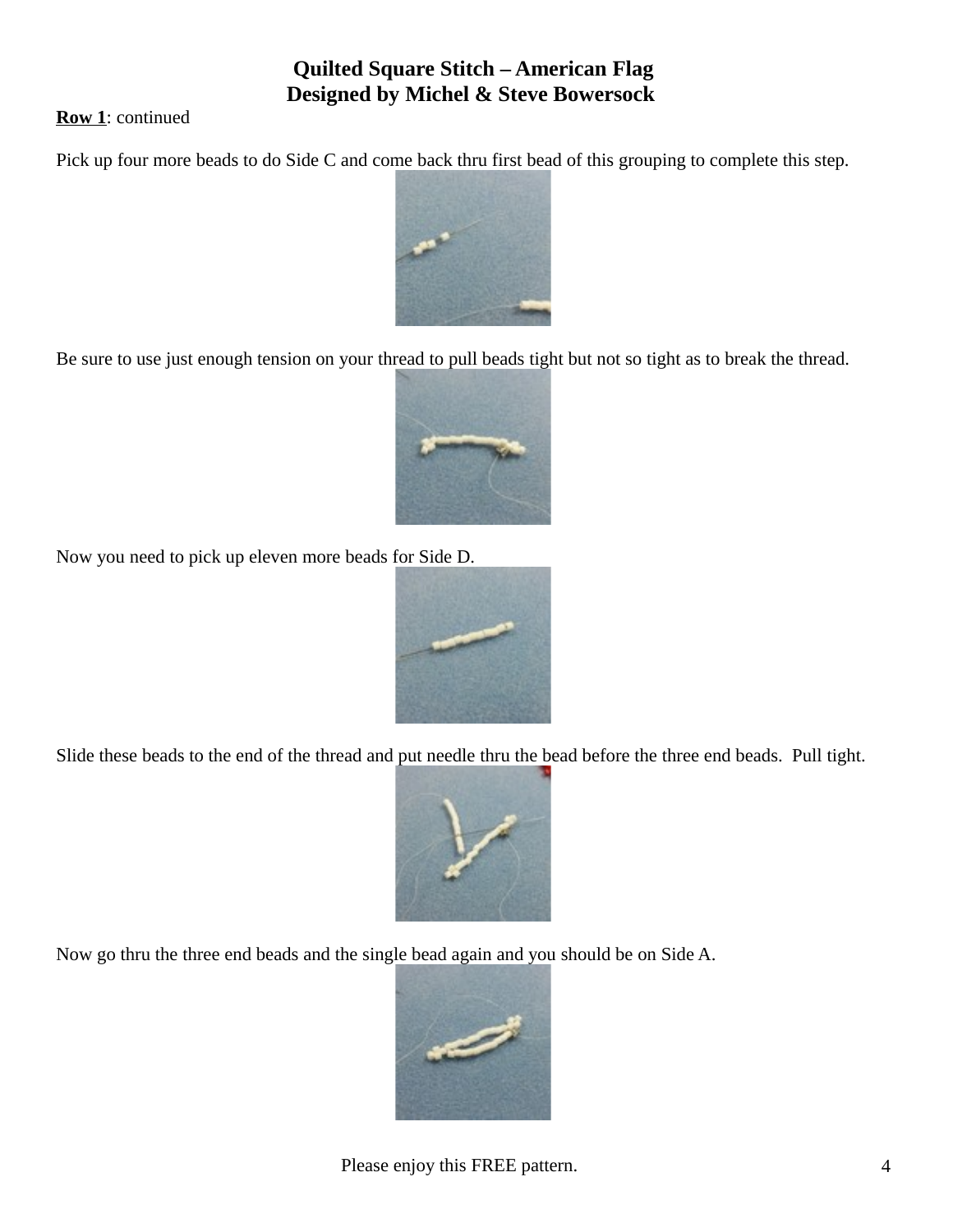# Quilted Square Stitch – American Flag
## Designed by Michel & Steve Bowersock

**Row 1**: continued

Pick up four more beads to do Side C and come back thru first bead of this grouping to complete this step.

Be sure to use just enough tension on your thread to pull beads tight but not so tight as to break the thread.

Now you need to pick up eleven more beads for Side D.

Slide these beads to the end of the thread and put needle thru the bead before the three end beads. Pull tight.

Now go thru the three end beads and the single bead again and you should be on Side A.

Please enjoy this FREE pattern.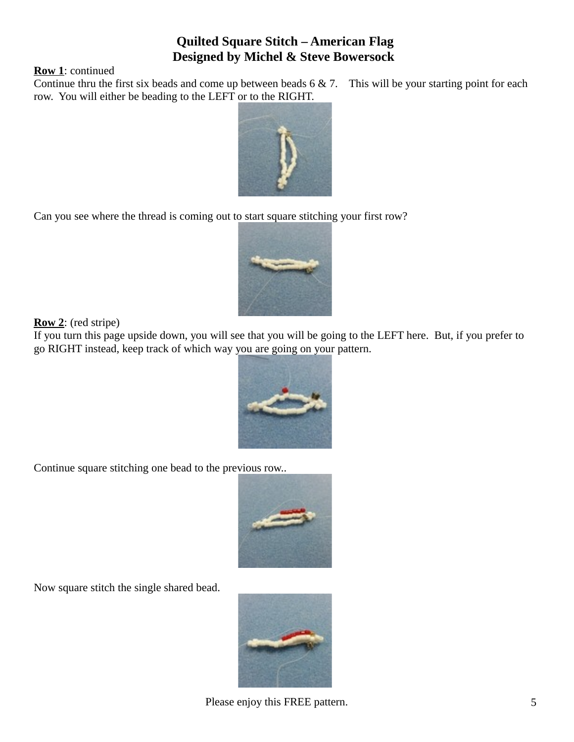## Quilted Square Stitch – American Flag
## Designed by Michel & Steve Bowersock

**Row 1**: continued

Continue thru the first six beads and come up between beads 6 & 7. This will be your starting point for each row. You will either be beading to the LEFT or to the RIGHT.

Can you see where the thread is coming out to start square stitching your first row?

**Row 2**: (red stripe)

If you turn this page upside down, you will see that you will be going to the LEFT here. But, if you prefer to go RIGHT instead, keep track of which way you are going on your pattern.

Continue square stitching one bead to the previous row..

Now square stitch the single shared bead.

Please enjoy this FREE pattern.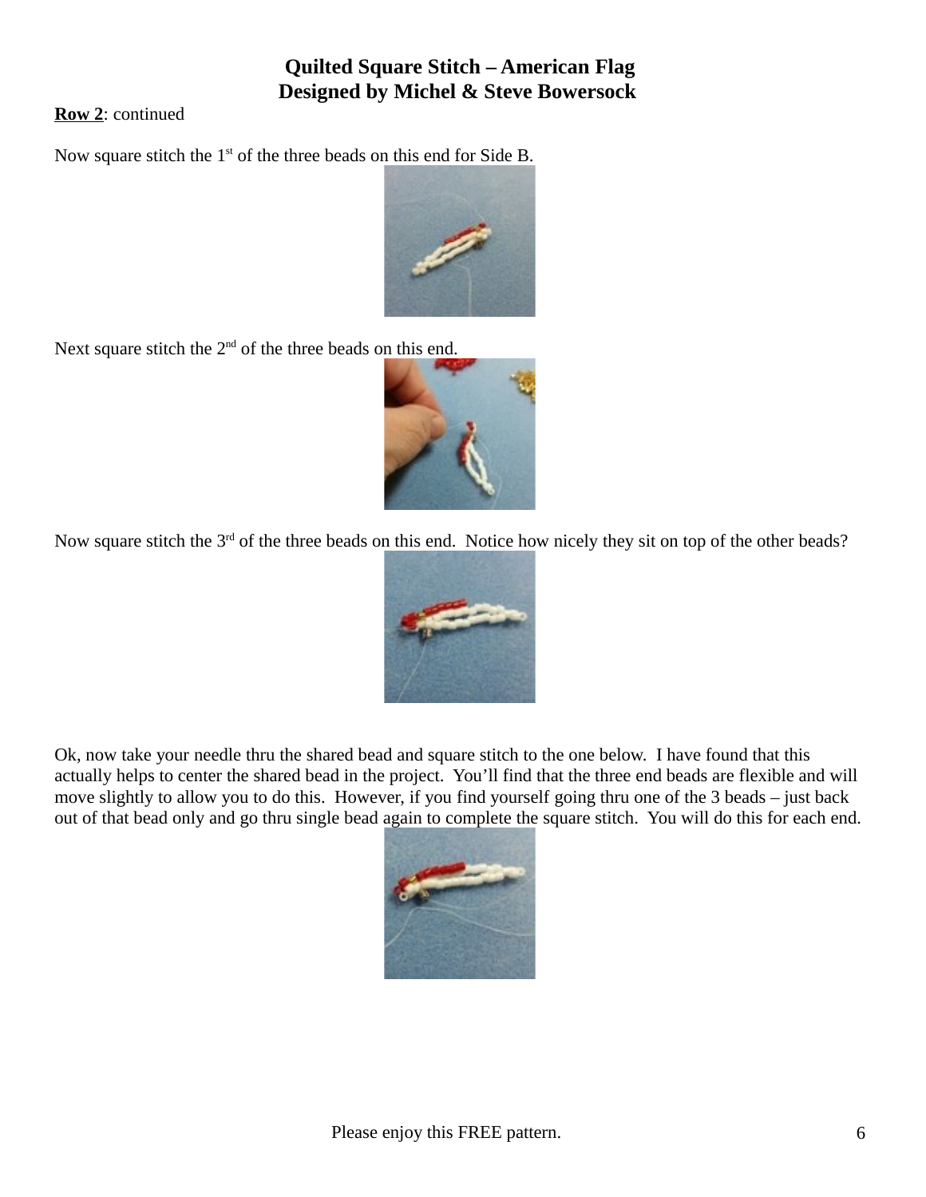**Row 2**: continued

Now square stitch the 1st of the three beads on this end for Side B.

Next square stitch the 2nd of the three beads on this end.

Now square stitch the 3rd of the three beads on this end. Notice how nicely they sit on top of the other beads?

Ok, now take your needle thru the shared bead and square stitch to the one below. I have found that this actually helps to center the shared bead in the project. You'll find that the three end beads are flexible and will move slightly to allow you to do this. However, if you find yourself going thru one of the 3 beads – just back out of that bead only and go thru single bead again to complete the square stitch. You will do this for each end.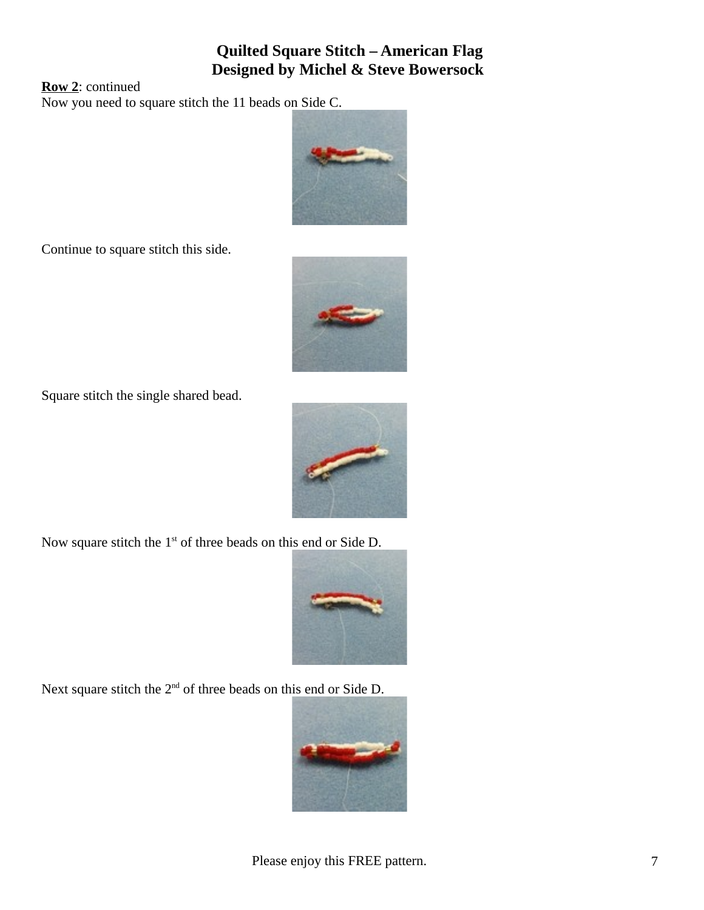**Row 2**: continued

Now you need to square stitch the 11 beads on Side C.

Continue to square stitch this side.

Square stitch the single shared bead.

Now square stitch the 1st of three beads on this end or Side D.

Next square stitch the 2nd of three beads on this end or Side D.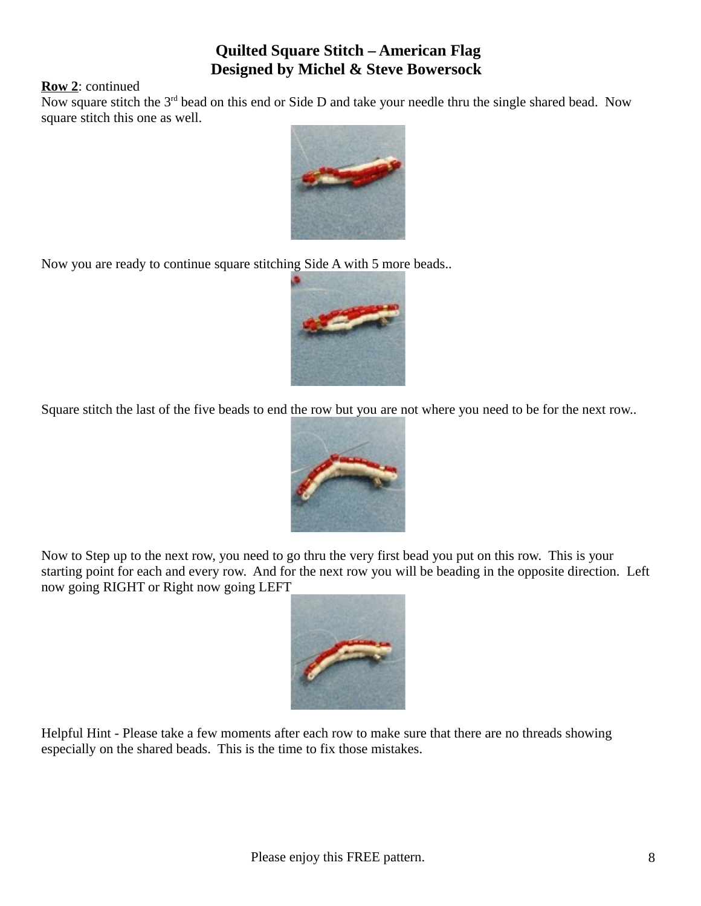# Quilted Square Stitch – American Flag
## Designed by Michel & Steve Bowersock

**Row 2**: continued

Now square stitch the 3rd bead on this end or Side D and take your needle thru the single shared bead. Now square stitch this one as well.

Now you are ready to continue square stitching Side A with 5 more beads..

Square stitch the last of the five beads to end the row but you are not where you need to be for the next row..

Now to Step up to the next row, you need to go thru the very first bead you put on this row. This is your starting point for each and every row. And for the next row you will be beading in the opposite direction. Left now going RIGHT or Right now going LEFT

Helpful Hint - Please take a few moments after each row to make sure that there are no threads showing especially on the shared beads. This is the time to fix those mistakes.

Please enjoy this FREE pattern.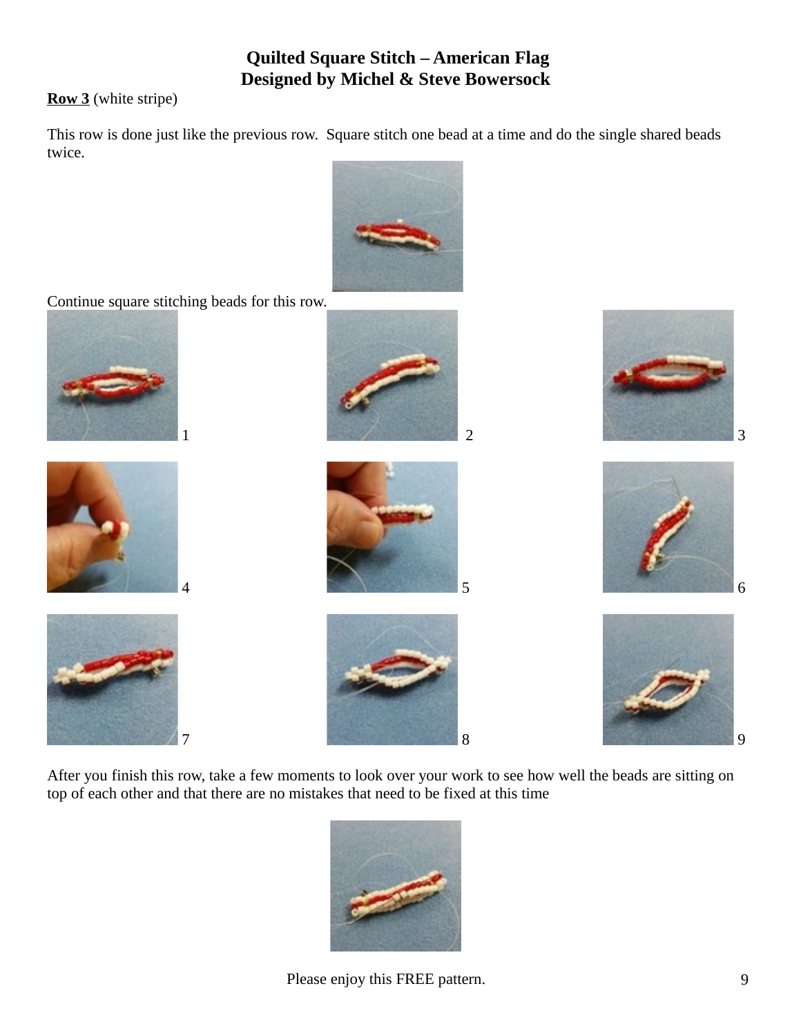# Quilted Square Stitch – American Flag
# Designed by Michel & Steve Bowersock

**Row 3** (white stripe)

This row is done just like the previous row. Square stitch one bead at a time and do the single shared beads twice.

Continue square stitching beads for this row.

1

2

3

4

5

6

7

8

9

After you finish this row, take a few moments to look over your work to see how well the beads are sitting on top of each other and that there are no mistakes that need to be fixed at this time

Please enjoy this FREE pattern.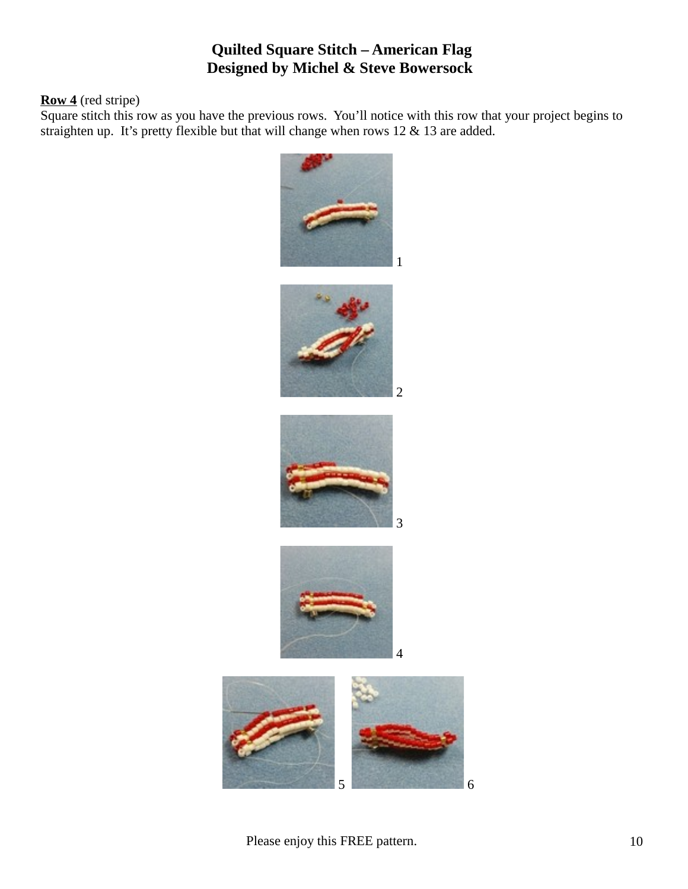# Quilted Square Stitch – American Flag
# Designed by Michel & Steve Bowersock

**Row 4** (red stripe)

Square stitch this row as you have the previous rows. You'll notice with this row that your project begins to straighten up. It's pretty flexible but that will change when rows 12 & 13 are added.

1

2

3

4

5

6

Please enjoy this FREE pattern.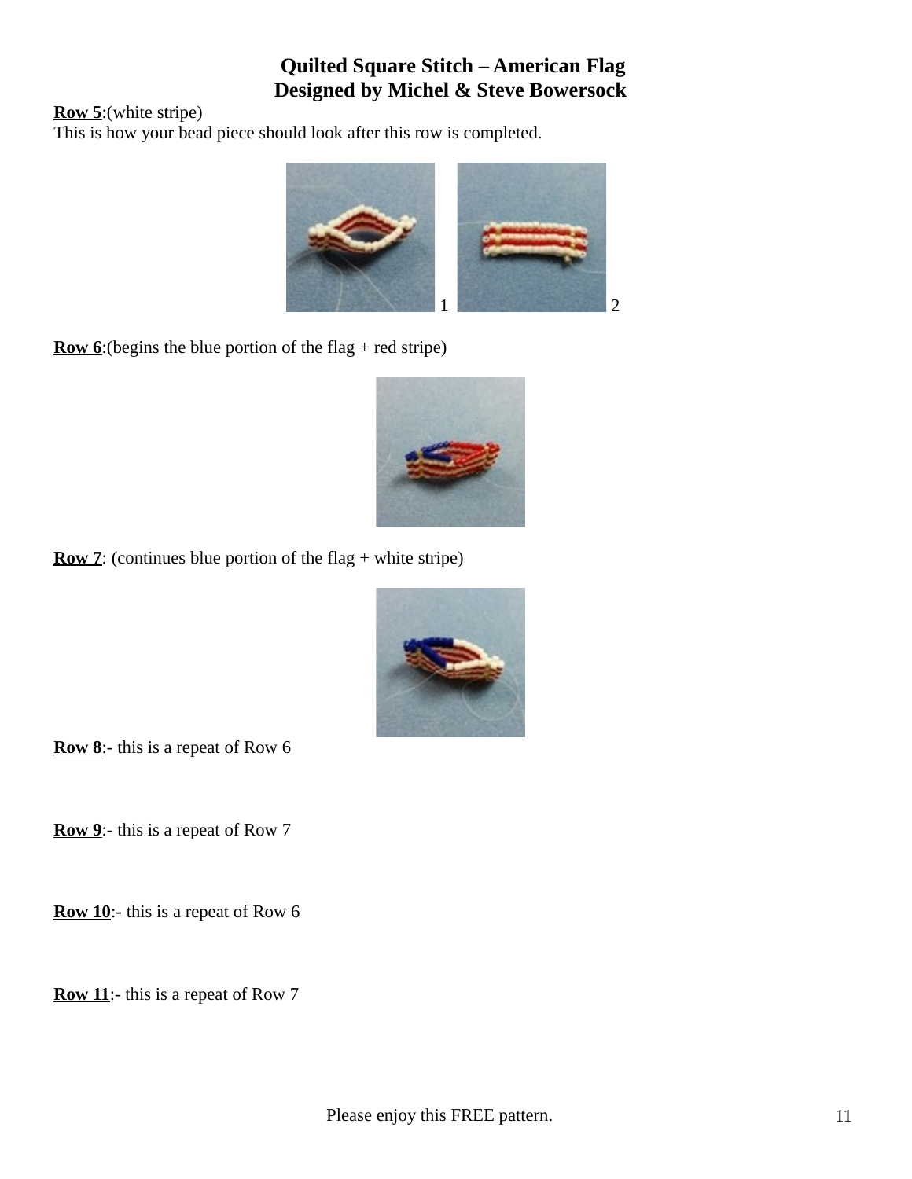# Quilted Square Stitch – American Flag
## Designed by Michel & Steve Bowersock

**Row 5**:(white stripe)
This is how your bead piece should look after this row is completed.

1 2

**Row 6**:(begins the blue portion of the flag + red stripe)

**Row 7**: (continues blue portion of the flag + white stripe)

**Row 8**:- this is a repeat of Row 6

**Row 9**:- this is a repeat of Row 7

**Row 10**:- this is a repeat of Row 6

**Row 11**:- this is a repeat of Row 7

Please enjoy this FREE pattern.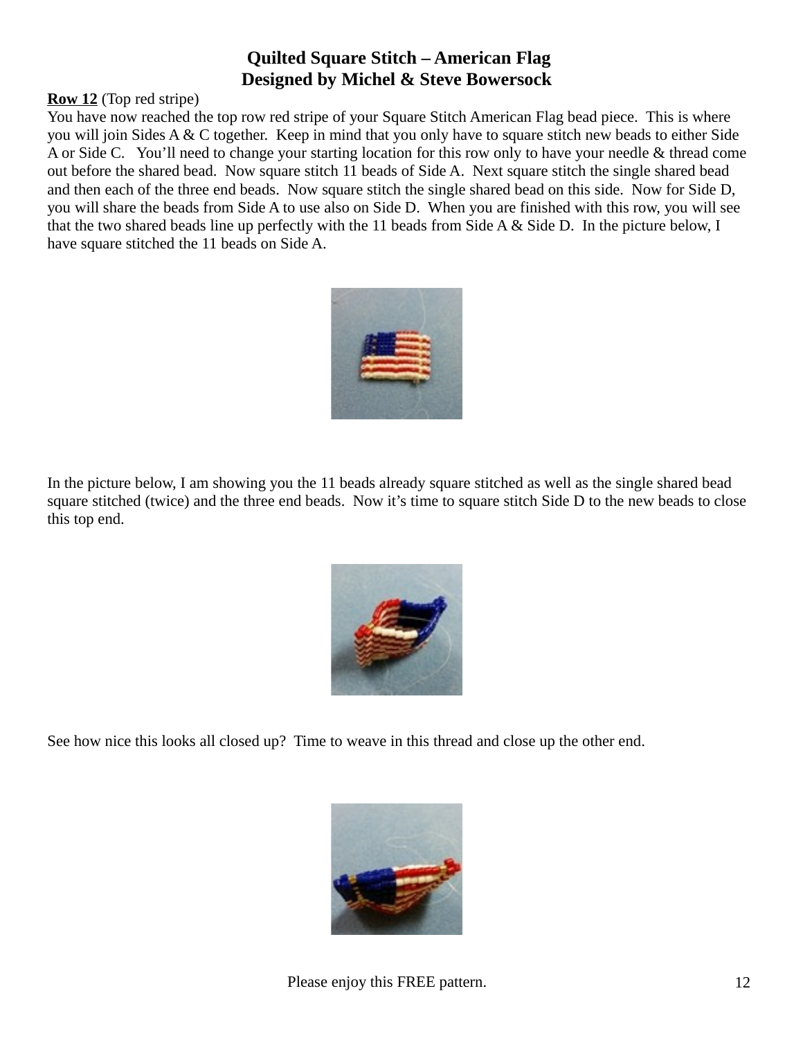# Quilted Square Stitch – American Flag
## Designed by Michel & Steve Bowersock

**Row 12** (Top red stripe)
You have now reached the top row red stripe of your Square Stitch American Flag bead piece. This is where you will join Sides A & C together. Keep in mind that you only have to square stitch new beads to either Side A or Side C. You'll need to change your starting location for this row only to have your needle & thread come out before the shared bead. Now square stitch 11 beads of Side A. Next square stitch the single shared bead and then each of the three end beads. Now square stitch the single shared bead on this side. Now for Side D, you will share the beads from Side A to use also on Side D. When you are finished with this row, you will see that the two shared beads line up perfectly with the 11 beads from Side A & Side D. In the picture below, I have square stitched the 11 beads on Side A.

In the picture below, I am showing you the 11 beads already square stitched as well as the single shared bead square stitched (twice) and the three end beads. Now it's time to square stitch Side D to the new beads to close this top end.

See how nice this looks all closed up? Time to weave in this thread and close up the other end.

Please enjoy this FREE pattern.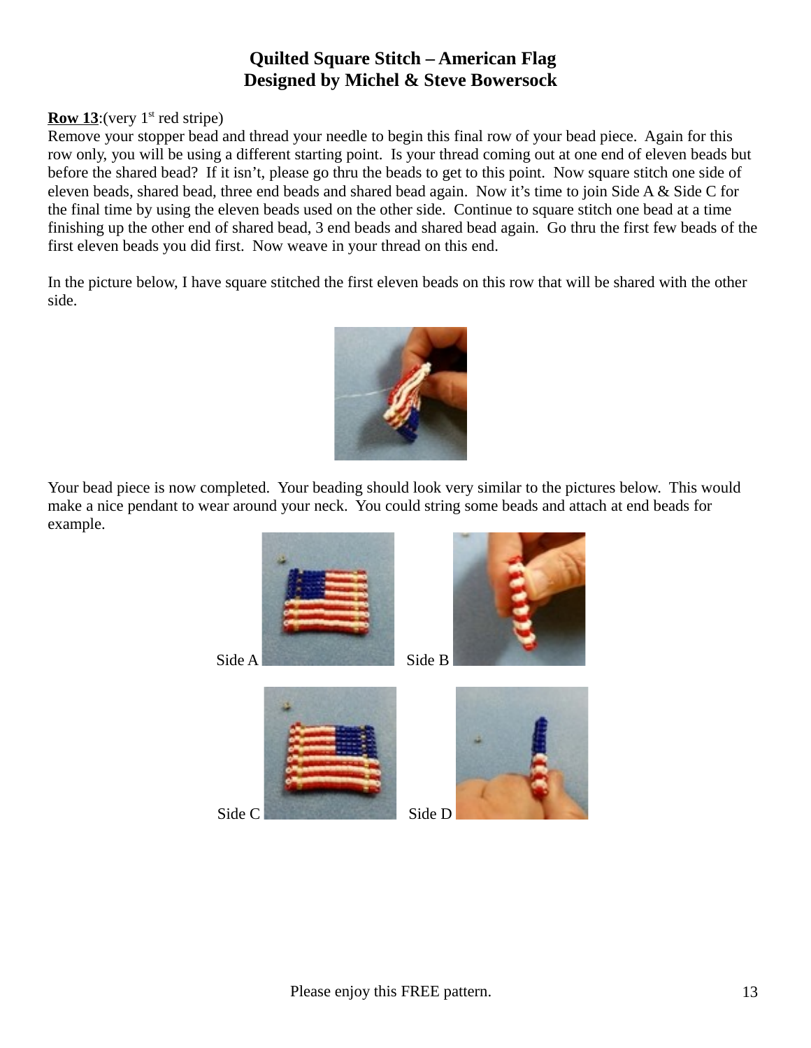# Quilted Square Stitch – American Flag
# Designed by Michel & Steve Bowersock

**Row 13**:(very 1st red stripe)
Remove your stopper bead and thread your needle to begin this final row of your bead piece. Again for this row only, you will be using a different starting point. Is your thread coming out at one end of eleven beads but before the shared bead? If it isn't, please go thru the beads to get to this point. Now square stitch one side of eleven beads, shared bead, three end beads and shared bead again. Now it's time to join Side A & Side C for the final time by using the eleven beads used on the other side. Continue to square stitch one bead at a time finishing up the other end of shared bead, 3 end beads and shared bead again. Go thru the first few beads of the first eleven beads you did first. Now weave in your thread on this end.

In the picture below, I have square stitched the first eleven beads on this row that will be shared with the other side.

Your bead piece is now completed. Your beading should look very similar to the pictures below. This would make a nice pendant to wear around your neck. You could string some beads and attach at end beads for example.

Side A

Side B

Side C

Side D

Please enjoy this FREE pattern.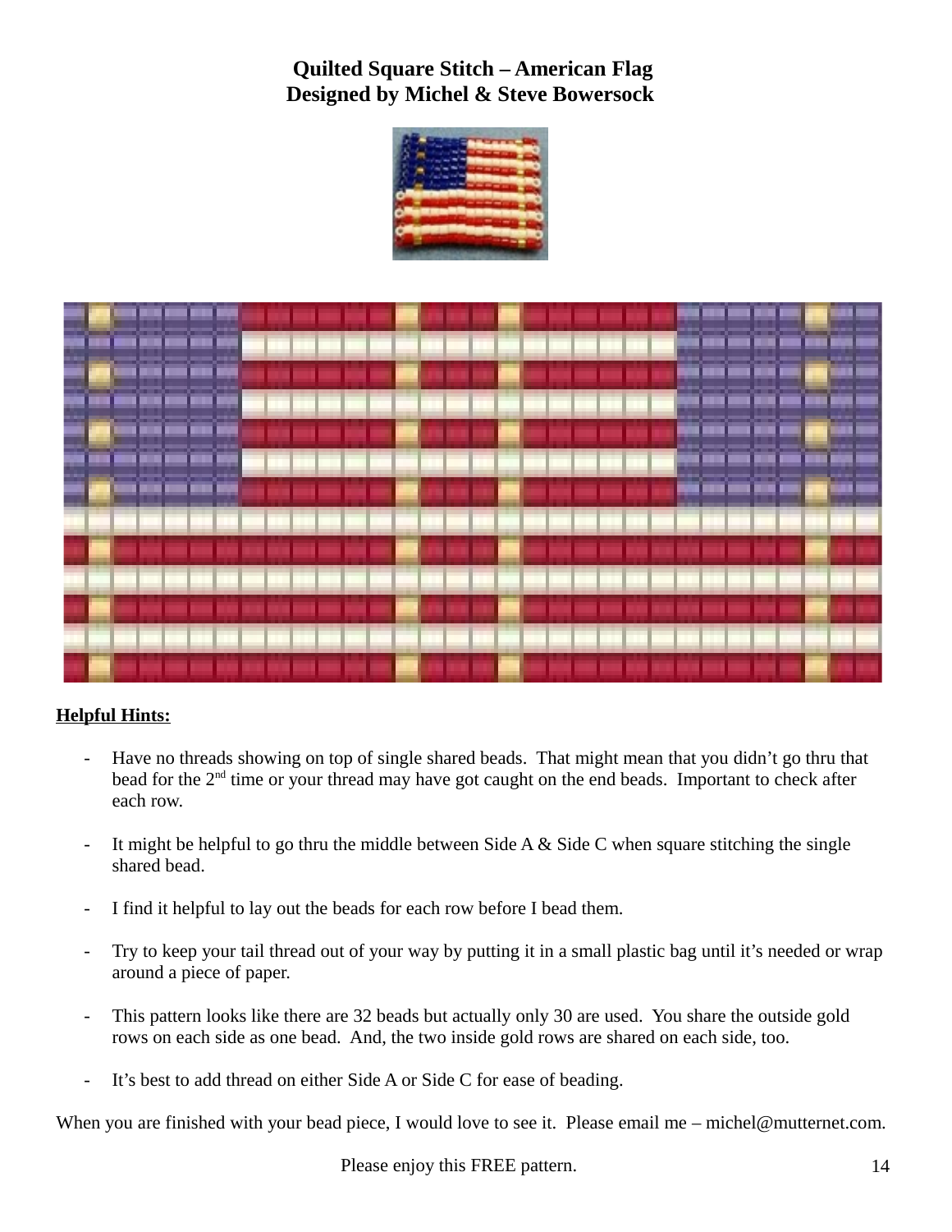# Quilted Square Stitch – American Flag
# Designed by Michel & Steve Bowersock

**Helpful Hints:**

- Have no threads showing on top of single shared beads. That might mean that you didn't go thru that bead for the 2nd time or your thread may have got caught on the end beads. Important to check after each row.

- It might be helpful to go thru the middle between Side A & Side C when square stitching the single shared bead.

- I find it helpful to lay out the beads for each row before I bead them.

- Try to keep your tail thread out of your way by putting it in a small plastic bag until it's needed or wrap around a piece of paper.

- This pattern looks like there are 32 beads but actually only 30 are used. You share the outside gold rows on each side as one bead. And, the two inside gold rows are shared on each side, too.

- It's best to add thread on either Side A or Side C for ease of beading.

When you are finished with your bead piece, I would love to see it. Please email me – michel@mutternet.com.

Please enjoy this FREE pattern.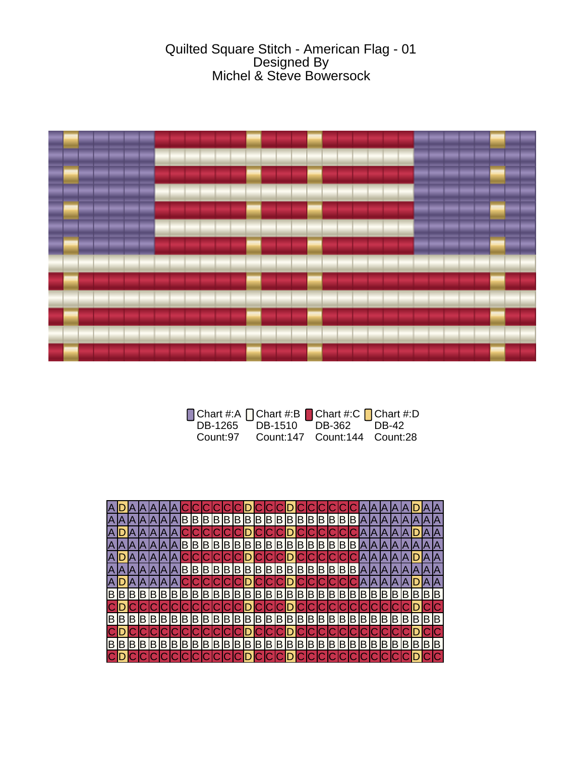# Quilted Square Stitch - American Flag - 01
Designed By
Michel & Steve Bowersock

| Chart #:A | Chart #:B | Chart #:C | Chart #:D |
|---|---|---|---|
| DB-1265 | DB-1510 | DB-362 | DB-42 |
| Count:97 | Count:147 | Count:144 | Count:28 |

| | | | | | | | | | | | | | | | | | | | | | | | | | | | | | | | |
|---|---|---|---|---|---|---|---|---|---|---|---|---|---|---|---|---|---|---|---|---|---|---|---|---|---|---|---|---|---|---|---|
| A | D | A | A | A | A | A | C | C | C | C | C | C | D | C | C | C | D | C | C | C | C | C | C | A | A | A | A | A | D | A | A |
| A | A | A | A | A | A | A | B | B | B | B | B | B | B | B | B | B | B | B | B | B | B | B | B | A | A | A | A | A | A | A | A |
| A | D | A | A | A | A | A | C | C | C | C | C | C | D | C | C | C | D | C | C | C | C | C | C | A | A | A | A | A | D | A | A |
| A | A | A | A | A | A | A | B | B | B | B | B | B | B | B | B | B | B | B | B | B | B | B | B | A | A | A | A | A | A | A | A |
| A | D | A | A | A | A | A | C | C | C | C | C | C | D | C | C | C | D | C | C | C | C | C | C | A | A | A | A | A | D | A | A |
| A | A | A | A | A | A | A | B | B | B | B | B | B | B | B | B | B | B | B | B | B | B | B | B | A | A | A | A | A | A | A | A |
| A | D | A | A | A | A | A | C | C | C | C | C | C | D | C | C | C | D | C | C | C | C | C | C | A | A | A | A | A | D | A | A |
| B | B | B | B | B | B | B | B | B | B | B | B | B | B | B | B | B | B | B | B | B | B | B | B | B | B | B | B | B | B | B | B |
| C | D | C | C | C | C | C | C | C | C | C | C | C | D | C | C | C | D | C | C | C | C | C | C | C | C | C | C | C | D | C | C |
| B | B | B | B | B | B | B | B | B | B | B | B | B | B | B | B | B | B | B | B | B | B | B | B | B | B | B | B | B | B | B | B |
| C | D | C | C | C | C | C | C | C | C | C | C | C | D | C | C | C | D | C | C | C | C | C | C | C | C | C | C | C | D | C | C |
| B | B | B | B | B | B | B | B | B | B | B | B | B | B | B | B | B | B | B | B | B | B | B | B | B | B | B | B | B | B | B | B |
| C | D | C | C | C | C | C | C | C | C | C | C | C | D | C | C | C | D | C | C | C | C | C | C | C | C | C | C | C | D | C | C |